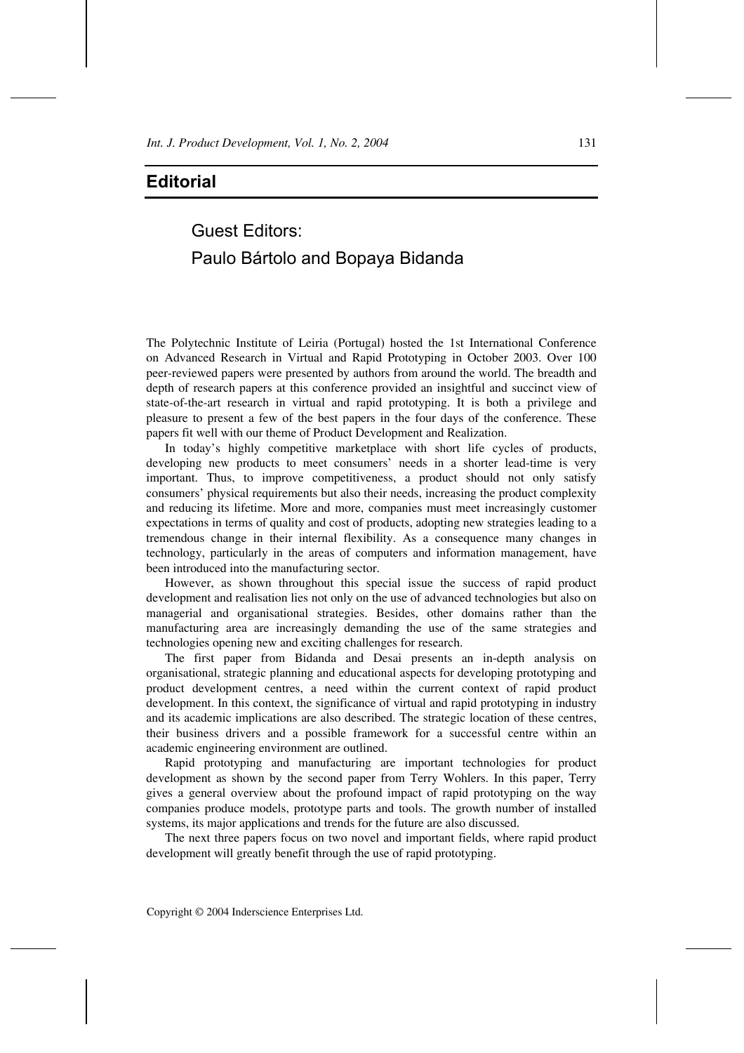# Editorial

## Guest Editors:
## Paulo Bártolo and Bopaya Bidanda

The Polytechnic Institute of Leiria (Portugal) hosted the 1st International Conference on Advanced Research in Virtual and Rapid Prototyping in October 2003. Over 100 peer-reviewed papers were presented by authors from around the world. The breadth and depth of research papers at this conference provided an insightful and succinct view of state-of-the-art research in virtual and rapid prototyping. It is both a privilege and pleasure to present a few of the best papers in the four days of the conference. These papers fit well with our theme of Product Development and Realization.

In today's highly competitive marketplace with short life cycles of products, developing new products to meet consumers' needs in a shorter lead-time is very important. Thus, to improve competitiveness, a product should not only satisfy consumers' physical requirements but also their needs, increasing the product complexity and reducing its lifetime. More and more, companies must meet increasingly customer expectations in terms of quality and cost of products, adopting new strategies leading to a tremendous change in their internal flexibility. As a consequence many changes in technology, particularly in the areas of computers and information management, have been introduced into the manufacturing sector.

However, as shown throughout this special issue the success of rapid product development and realisation lies not only on the use of advanced technologies but also on managerial and organisational strategies. Besides, other domains rather than the manufacturing area are increasingly demanding the use of the same strategies and technologies opening new and exciting challenges for research.

The first paper from Bidanda and Desai presents an in-depth analysis on organisational, strategic planning and educational aspects for developing prototyping and product development centres, a need within the current context of rapid product development. In this context, the significance of virtual and rapid prototyping in industry and its academic implications are also described. The strategic location of these centres, their business drivers and a possible framework for a successful centre within an academic engineering environment are outlined.

Rapid prototyping and manufacturing are important technologies for product development as shown by the second paper from Terry Wohlers. In this paper, Terry gives a general overview about the profound impact of rapid prototyping on the way companies produce models, prototype parts and tools. The growth number of installed systems, its major applications and trends for the future are also discussed.

The next three papers focus on two novel and important fields, where rapid product development will greatly benefit through the use of rapid prototyping.

Copyright © 2004 Inderscience Enterprises Ltd.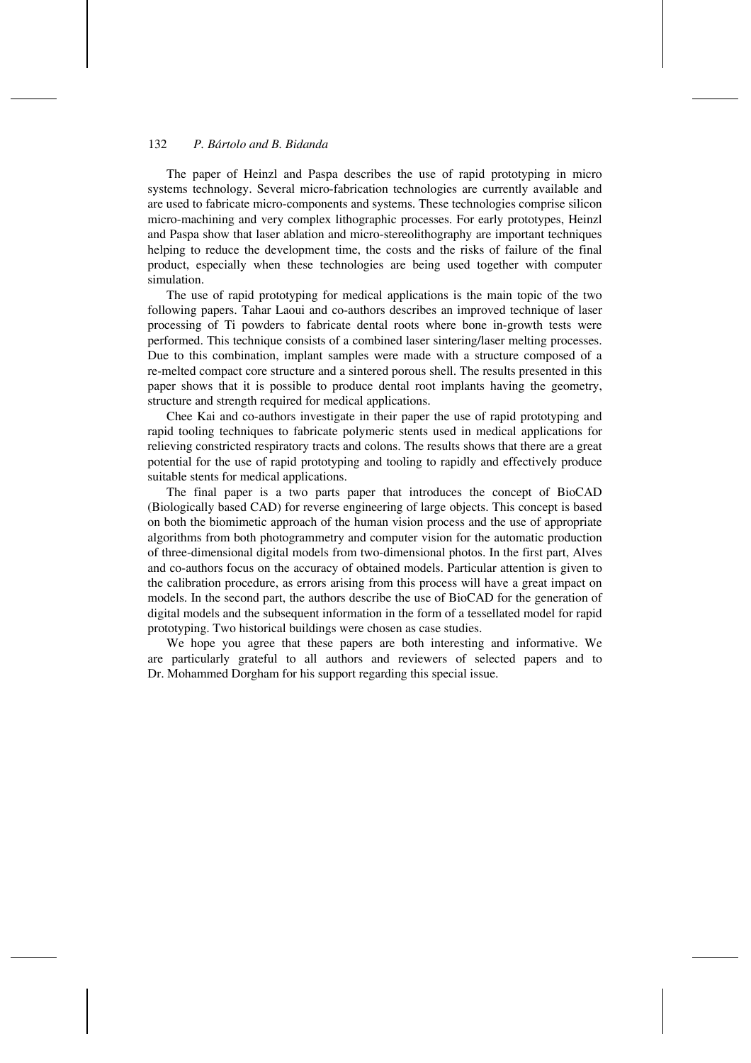The paper of Heinzl and Paspa describes the use of rapid prototyping in micro systems technology. Several micro-fabrication technologies are currently available and are used to fabricate micro-components and systems. These technologies comprise silicon micro-machining and very complex lithographic processes. For early prototypes, Heinzl and Paspa show that laser ablation and micro-stereolithography are important techniques helping to reduce the development time, the costs and the risks of failure of the final product, especially when these technologies are being used together with computer simulation.

The use of rapid prototyping for medical applications is the main topic of the two following papers. Tahar Laoui and co-authors describes an improved technique of laser processing of Ti powders to fabricate dental roots where bone in-growth tests were performed. This technique consists of a combined laser sintering/laser melting processes. Due to this combination, implant samples were made with a structure composed of a re-melted compact core structure and a sintered porous shell. The results presented in this paper shows that it is possible to produce dental root implants having the geometry, structure and strength required for medical applications.

Chee Kai and co-authors investigate in their paper the use of rapid prototyping and rapid tooling techniques to fabricate polymeric stents used in medical applications for relieving constricted respiratory tracts and colons. The results shows that there are a great potential for the use of rapid prototyping and tooling to rapidly and effectively produce suitable stents for medical applications.

The final paper is a two parts paper that introduces the concept of BioCAD (Biologically based CAD) for reverse engineering of large objects. This concept is based on both the biomimetic approach of the human vision process and the use of appropriate algorithms from both photogrammetry and computer vision for the automatic production of three-dimensional digital models from two-dimensional photos. In the first part, Alves and co-authors focus on the accuracy of obtained models. Particular attention is given to the calibration procedure, as errors arising from this process will have a great impact on models. In the second part, the authors describe the use of BioCAD for the generation of digital models and the subsequent information in the form of a tessellated model for rapid prototyping. Two historical buildings were chosen as case studies.

We hope you agree that these papers are both interesting and informative. We are particularly grateful to all authors and reviewers of selected papers and to Dr. Mohammed Dorgham for his support regarding this special issue.